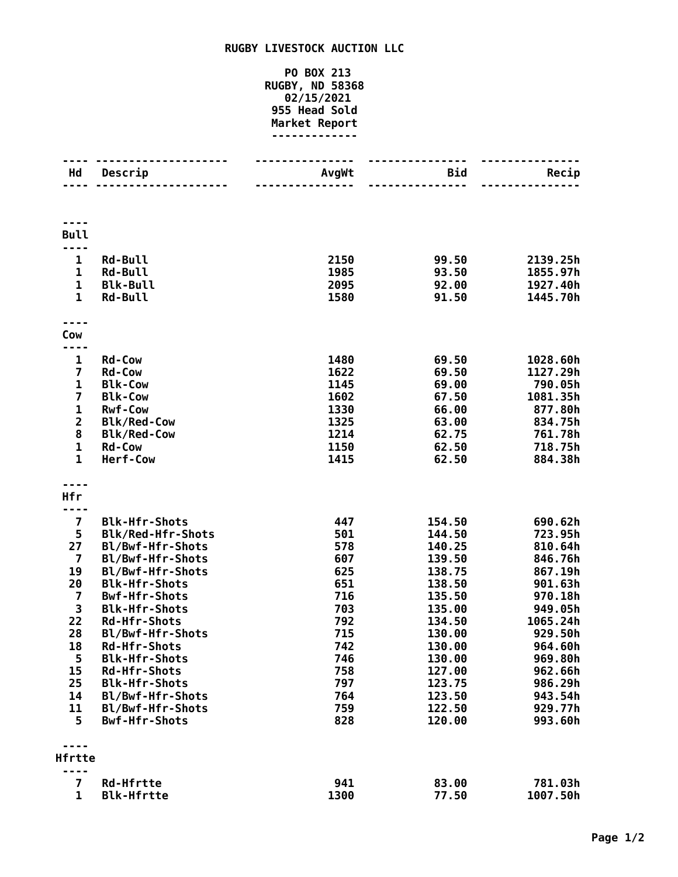# RUGBY LIVESTOCK AUCTION LLC

**PO BOX 213**
**RUGBY, ND 58368**
**02/15/2021**
**955 Head Sold**
**Market Report**

| Hd | Descrip | AvgWt | Bid | Recip |
|---|---|---|---|---|
| **Bull** | | | | |
| 1 | Rd-Bull | 2150 | 99.50 | 2139.25h |
| 1 | Rd-Bull | 1985 | 93.50 | 1855.97h |
| 1 | Blk-Bull | 2095 | 92.00 | 1927.40h |
| 1 | Rd-Bull | 1580 | 91.50 | 1445.70h |
| **Cow** | | | | |
| 1 | Rd-Cow | 1480 | 69.50 | 1028.60h |
| 7 | Rd-Cow | 1622 | 69.50 | 1127.29h |
| 1 | Blk-Cow | 1145 | 69.00 | 790.05h |
| 7 | Blk-Cow | 1602 | 67.50 | 1081.35h |
| 1 | Rwf-Cow | 1330 | 66.00 | 877.80h |
| 2 | Blk/Red-Cow | 1325 | 63.00 | 834.75h |
| 8 | Blk/Red-Cow | 1214 | 62.75 | 761.78h |
| 1 | Rd-Cow | 1150 | 62.50 | 718.75h |
| 1 | Herf-Cow | 1415 | 62.50 | 884.38h |
| **Hfr** | | | | |
| 7 | Blk-Hfr-Shots | 447 | 154.50 | 690.62h |
| 5 | Blk/Red-Hfr-Shots | 501 | 144.50 | 723.95h |
| 27 | Bl/Bwf-Hfr-Shots | 578 | 140.25 | 810.64h |
| 7 | Bl/Bwf-Hfr-Shots | 607 | 139.50 | 846.76h |
| 19 | Bl/Bwf-Hfr-Shots | 625 | 138.75 | 867.19h |
| 20 | Blk-Hfr-Shots | 651 | 138.50 | 901.63h |
| 7 | Bwf-Hfr-Shots | 716 | 135.50 | 970.18h |
| 3 | Blk-Hfr-Shots | 703 | 135.00 | 949.05h |
| 22 | Rd-Hfr-Shots | 792 | 134.50 | 1065.24h |
| 28 | Bl/Bwf-Hfr-Shots | 715 | 130.00 | 929.50h |
| 18 | Rd-Hfr-Shots | 742 | 130.00 | 964.60h |
| 5 | Blk-Hfr-Shots | 746 | 130.00 | 969.80h |
| 15 | Rd-Hfr-Shots | 758 | 127.00 | 962.66h |
| 25 | Blk-Hfr-Shots | 797 | 123.75 | 986.29h |
| 14 | Bl/Bwf-Hfr-Shots | 764 | 123.50 | 943.54h |
| 11 | Bl/Bwf-Hfr-Shots | 759 | 122.50 | 929.77h |
| 5 | Bwf-Hfr-Shots | 828 | 120.00 | 993.60h |
| **Hfrtte** | | | | |
| 7 | Rd-Hfrtte | 941 | 83.00 | 781.03h |
| 1 | Blk-Hfrtte | 1300 | 77.50 | 1007.50h |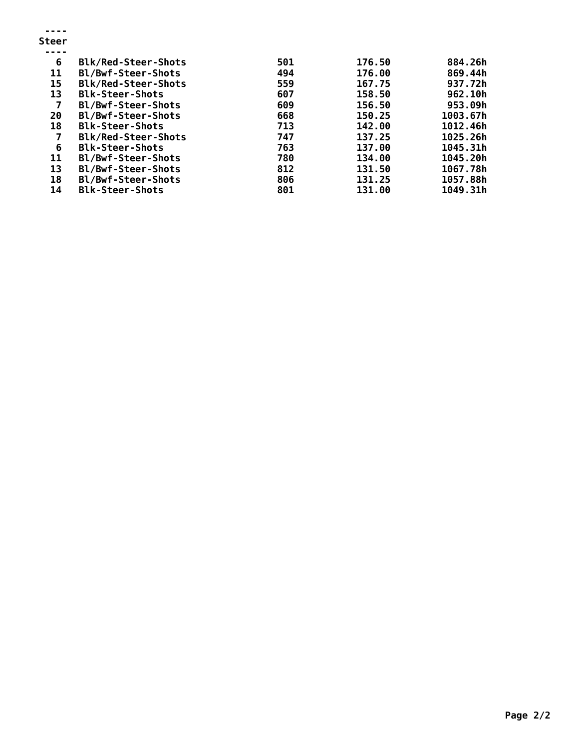**Steer**

| | | | | |
|---|---|---|---|---|
| 6 | Blk/Red-Steer-Shots | 501 | 176.50 | 884.26h |
| 11 | Bl/Bwf-Steer-Shots | 494 | 176.00 | 869.44h |
| 15 | Blk/Red-Steer-Shots | 559 | 167.75 | 937.72h |
| 13 | Blk-Steer-Shots | 607 | 158.50 | 962.10h |
| 7 | Bl/Bwf-Steer-Shots | 609 | 156.50 | 953.09h |
| 20 | Bl/Bwf-Steer-Shots | 668 | 150.25 | 1003.67h |
| 18 | Blk-Steer-Shots | 713 | 142.00 | 1012.46h |
| 7 | Blk/Red-Steer-Shots | 747 | 137.25 | 1025.26h |
| 6 | Blk-Steer-Shots | 763 | 137.00 | 1045.31h |
| 11 | Bl/Bwf-Steer-Shots | 780 | 134.00 | 1045.20h |
| 13 | Bl/Bwf-Steer-Shots | 812 | 131.50 | 1067.78h |
| 18 | Bl/Bwf-Steer-Shots | 806 | 131.25 | 1057.88h |
| 14 | Blk-Steer-Shots | 801 | 131.00 | 1049.31h |